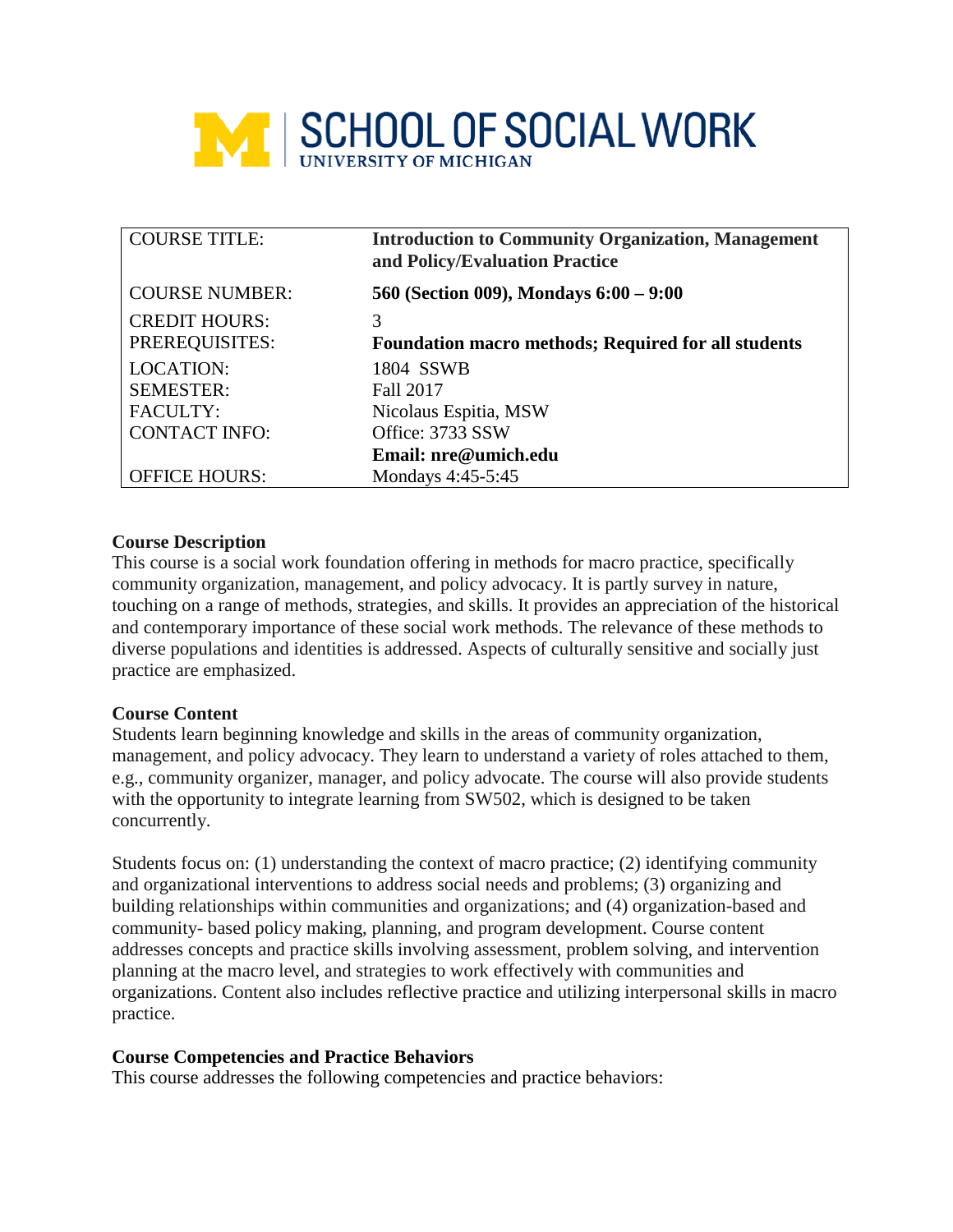**UNIVERSITY OF MICHIGAN SCHOOL OF SOCIAL WORK**

| | |
|---|---|
| COURSE TITLE: | **Introduction to Community Organization, Management and Policy/Evaluation Practice** |
| COURSE NUMBER: | **560 (Section 009), Mondays 6:00 – 9:00** |
| CREDIT HOURS: | 3 |
| PREREQUISITES: | **Foundation macro methods; Required for all students** |
| LOCATION: | 1804 SSWB |
| SEMESTER: | Fall 2017 |
| FACULTY: | Nicolaus Espitia, MSW |
| CONTACT INFO: | Office: 3733 SSW |
| | **Email: nre@umich.edu** |
| OFFICE HOURS: | Mondays 4:45-5:45 |

### Course Description

This course is a social work foundation offering in methods for macro practice, specifically community organization, management, and policy advocacy. It is partly survey in nature, touching on a range of methods, strategies, and skills. It provides an appreciation of the historical and contemporary importance of these social work methods. The relevance of these methods to diverse populations and identities is addressed. Aspects of culturally sensitive and socially just practice are emphasized.

### Course Content

Students learn beginning knowledge and skills in the areas of community organization, management, and policy advocacy. They learn to understand a variety of roles attached to them, e.g., community organizer, manager, and policy advocate. The course will also provide students with the opportunity to integrate learning from SW502, which is designed to be taken concurrently.

Students focus on: (1) understanding the context of macro practice; (2) identifying community and organizational interventions to address social needs and problems; (3) organizing and building relationships within communities and organizations; and (4) organization-based and community- based policy making, planning, and program development. Course content addresses concepts and practice skills involving assessment, problem solving, and intervention planning at the macro level, and strategies to work effectively with communities and organizations. Content also includes reflective practice and utilizing interpersonal skills in macro practice.

### Course Competencies and Practice Behaviors

This course addresses the following competencies and practice behaviors: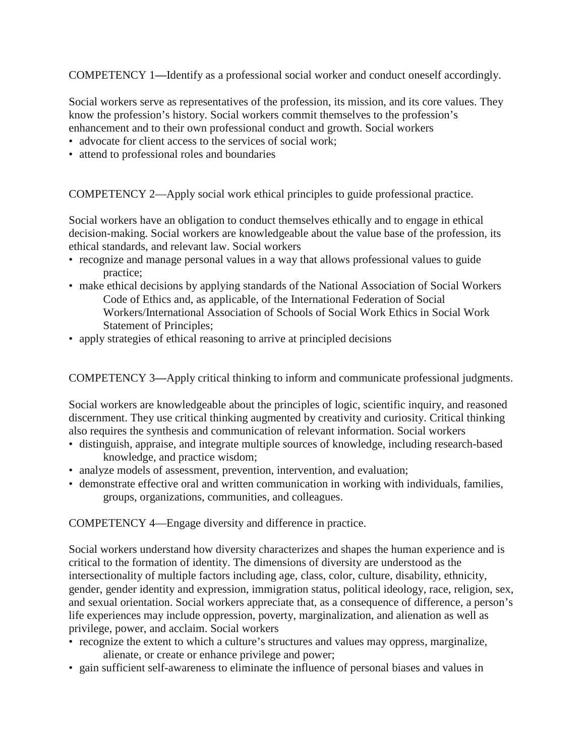COMPETENCY 1—Identify as a professional social worker and conduct oneself accordingly.

Social workers serve as representatives of the profession, its mission, and its core values. They know the profession's history. Social workers commit themselves to the profession's enhancement and to their own professional conduct and growth. Social workers

- advocate for client access to the services of social work;
- attend to professional roles and boundaries

COMPETENCY 2—Apply social work ethical principles to guide professional practice.

Social workers have an obligation to conduct themselves ethically and to engage in ethical decision-making. Social workers are knowledgeable about the value base of the profession, its ethical standards, and relevant law. Social workers

- recognize and manage personal values in a way that allows professional values to guide practice;
- make ethical decisions by applying standards of the National Association of Social Workers Code of Ethics and, as applicable, of the International Federation of Social Workers/International Association of Schools of Social Work Ethics in Social Work Statement of Principles;
- apply strategies of ethical reasoning to arrive at principled decisions

COMPETENCY 3—Apply critical thinking to inform and communicate professional judgments.

Social workers are knowledgeable about the principles of logic, scientific inquiry, and reasoned discernment. They use critical thinking augmented by creativity and curiosity. Critical thinking also requires the synthesis and communication of relevant information. Social workers

- distinguish, appraise, and integrate multiple sources of knowledge, including research-based knowledge, and practice wisdom;
- analyze models of assessment, prevention, intervention, and evaluation;
- demonstrate effective oral and written communication in working with individuals, families, groups, organizations, communities, and colleagues.

COMPETENCY 4—Engage diversity and difference in practice.

Social workers understand how diversity characterizes and shapes the human experience and is critical to the formation of identity. The dimensions of diversity are understood as the intersectionality of multiple factors including age, class, color, culture, disability, ethnicity, gender, gender identity and expression, immigration status, political ideology, race, religion, sex, and sexual orientation. Social workers appreciate that, as a consequence of difference, a person's life experiences may include oppression, poverty, marginalization, and alienation as well as privilege, power, and acclaim. Social workers

- recognize the extent to which a culture's structures and values may oppress, marginalize, alienate, or create or enhance privilege and power;
- gain sufficient self-awareness to eliminate the influence of personal biases and values in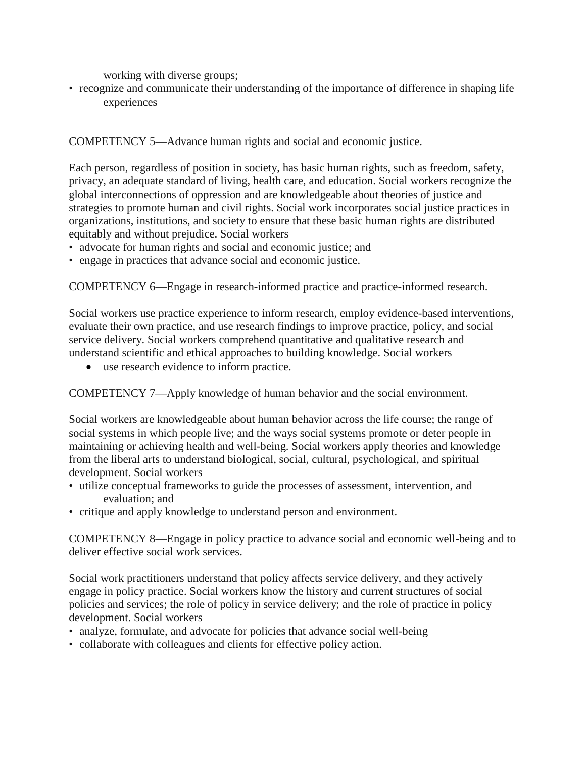working with diverse groups;

- recognize and communicate their understanding of the importance of difference in shaping life experiences

COMPETENCY 5—Advance human rights and social and economic justice.

Each person, regardless of position in society, has basic human rights, such as freedom, safety, privacy, an adequate standard of living, health care, and education. Social workers recognize the global interconnections of oppression and are knowledgeable about theories of justice and strategies to promote human and civil rights. Social work incorporates social justice practices in organizations, institutions, and society to ensure that these basic human rights are distributed equitably and without prejudice. Social workers

- advocate for human rights and social and economic justice; and
- engage in practices that advance social and economic justice.

COMPETENCY 6—Engage in research-informed practice and practice-informed research.

Social workers use practice experience to inform research, employ evidence-based interventions, evaluate their own practice, and use research findings to improve practice, policy, and social service delivery. Social workers comprehend quantitative and qualitative research and understand scientific and ethical approaches to building knowledge. Social workers

- use research evidence to inform practice.

COMPETENCY 7—Apply knowledge of human behavior and the social environment.

Social workers are knowledgeable about human behavior across the life course; the range of social systems in which people live; and the ways social systems promote or deter people in maintaining or achieving health and well-being. Social workers apply theories and knowledge from the liberal arts to understand biological, social, cultural, psychological, and spiritual development. Social workers

- utilize conceptual frameworks to guide the processes of assessment, intervention, and evaluation; and
- critique and apply knowledge to understand person and environment.

COMPETENCY 8—Engage in policy practice to advance social and economic well-being and to deliver effective social work services.

Social work practitioners understand that policy affects service delivery, and they actively engage in policy practice. Social workers know the history and current structures of social policies and services; the role of policy in service delivery; and the role of practice in policy development. Social workers

- analyze, formulate, and advocate for policies that advance social well-being
- collaborate with colleagues and clients for effective policy action.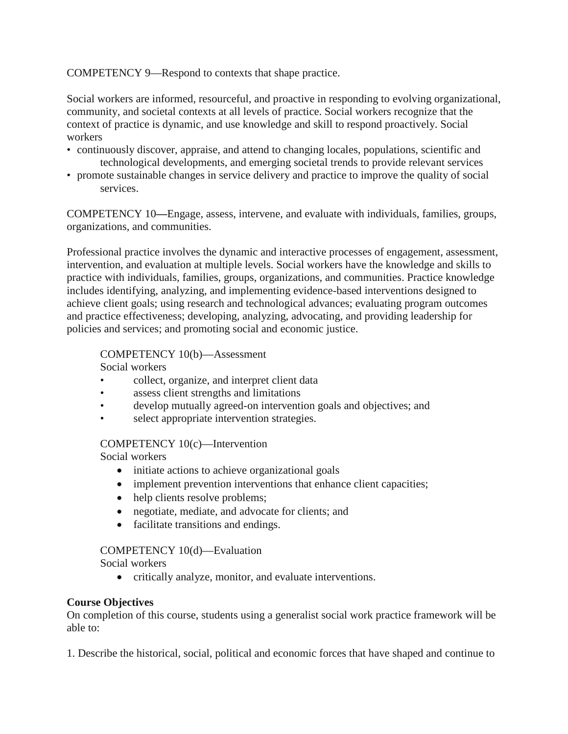COMPETENCY 9—Respond to contexts that shape practice.

Social workers are informed, resourceful, and proactive in responding to evolving organizational, community, and societal contexts at all levels of practice. Social workers recognize that the context of practice is dynamic, and use knowledge and skill to respond proactively. Social workers

- continuously discover, appraise, and attend to changing locales, populations, scientific and technological developments, and emerging societal trends to provide relevant services
- promote sustainable changes in service delivery and practice to improve the quality of social services.

COMPETENCY 10—Engage, assess, intervene, and evaluate with individuals, families, groups, organizations, and communities.

Professional practice involves the dynamic and interactive processes of engagement, assessment, intervention, and evaluation at multiple levels. Social workers have the knowledge and skills to practice with individuals, families, groups, organizations, and communities. Practice knowledge includes identifying, analyzing, and implementing evidence-based interventions designed to achieve client goals; using research and technological advances; evaluating program outcomes and practice effectiveness; developing, analyzing, advocating, and providing leadership for policies and services; and promoting social and economic justice.

COMPETENCY 10(b)—Assessment

Social workers

- collect, organize, and interpret client data
- assess client strengths and limitations
- develop mutually agreed-on intervention goals and objectives; and
- select appropriate intervention strategies.

COMPETENCY 10(c)—Intervention

Social workers

- initiate actions to achieve organizational goals
- implement prevention interventions that enhance client capacities;
- help clients resolve problems;
- negotiate, mediate, and advocate for clients; and
- facilitate transitions and endings.

COMPETENCY 10(d)—Evaluation

Social workers

- critically analyze, monitor, and evaluate interventions.

**Course Objectives**

On completion of this course, students using a generalist social work practice framework will be able to:

1. Describe the historical, social, political and economic forces that have shaped and continue to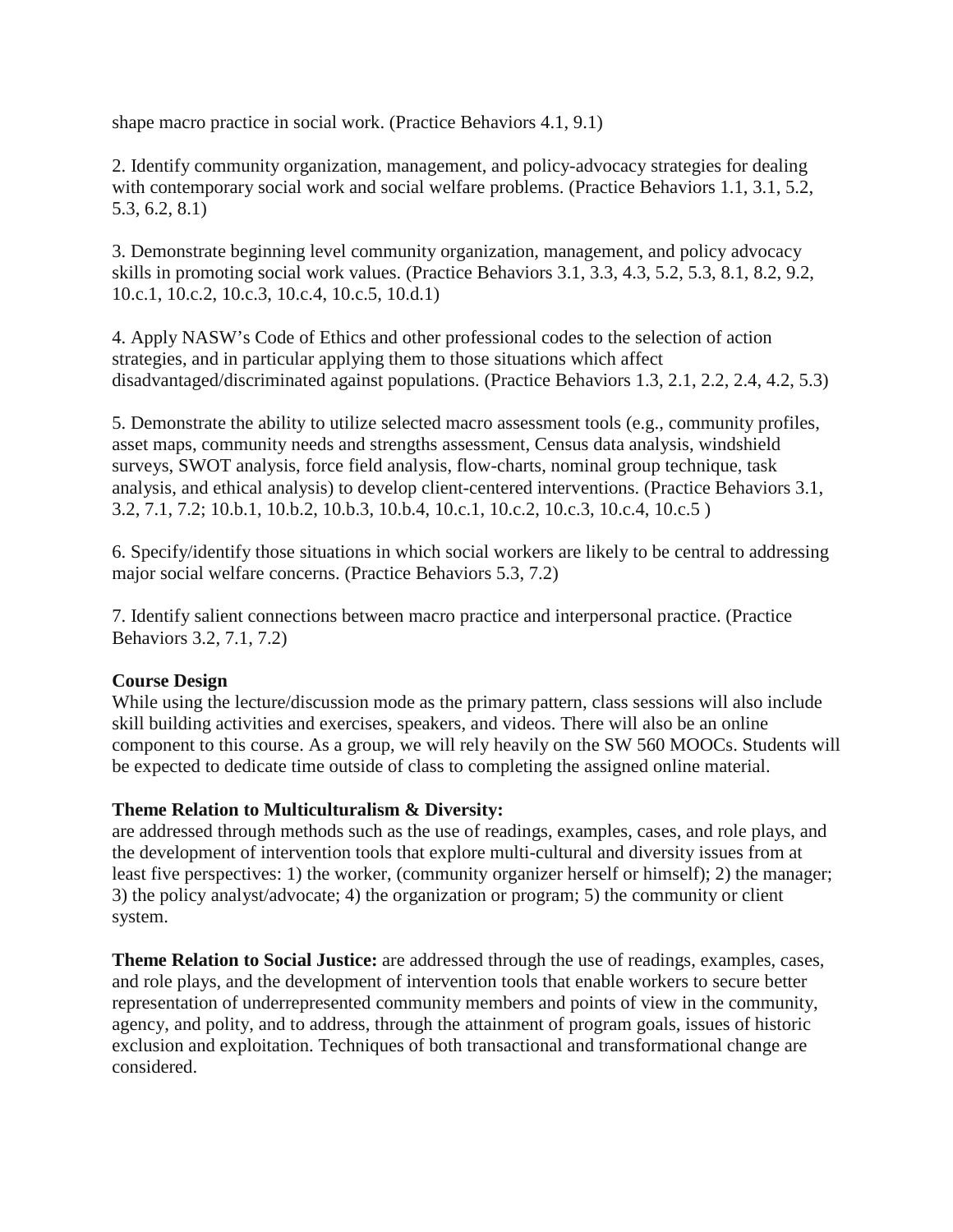shape macro practice in social work. (Practice Behaviors 4.1, 9.1)

2. Identify community organization, management, and policy-advocacy strategies for dealing with contemporary social work and social welfare problems. (Practice Behaviors 1.1, 3.1, 5.2, 5.3, 6.2, 8.1)

3. Demonstrate beginning level community organization, management, and policy advocacy skills in promoting social work values. (Practice Behaviors 3.1, 3.3, 4.3, 5.2, 5.3, 8.1, 8.2, 9.2, 10.c.1, 10.c.2, 10.c.3, 10.c.4, 10.c.5, 10.d.1)

4. Apply NASW's Code of Ethics and other professional codes to the selection of action strategies, and in particular applying them to those situations which affect disadvantaged/discriminated against populations. (Practice Behaviors 1.3, 2.1, 2.2, 2.4, 4.2, 5.3)

5. Demonstrate the ability to utilize selected macro assessment tools (e.g., community profiles, asset maps, community needs and strengths assessment, Census data analysis, windshield surveys, SWOT analysis, force field analysis, flow-charts, nominal group technique, task analysis, and ethical analysis) to develop client-centered interventions. (Practice Behaviors 3.1, 3.2, 7.1, 7.2; 10.b.1, 10.b.2, 10.b.3, 10.b.4, 10.c.1, 10.c.2, 10.c.3, 10.c.4, 10.c.5 )

6. Specify/identify those situations in which social workers are likely to be central to addressing major social welfare concerns. (Practice Behaviors 5.3, 7.2)

7. Identify salient connections between macro practice and interpersonal practice. (Practice Behaviors 3.2, 7.1, 7.2)

**Course Design**

While using the lecture/discussion mode as the primary pattern, class sessions will also include skill building activities and exercises, speakers, and videos. There will also be an online component to this course. As a group, we will rely heavily on the SW 560 MOOCs. Students will be expected to dedicate time outside of class to completing the assigned online material.

**Theme Relation to Multiculturalism & Diversity:**

are addressed through methods such as the use of readings, examples, cases, and role plays, and the development of intervention tools that explore multi-cultural and diversity issues from at least five perspectives: 1) the worker, (community organizer herself or himself); 2) the manager; 3) the policy analyst/advocate; 4) the organization or program; 5) the community or client system.

**Theme Relation to Social Justice:** are addressed through the use of readings, examples, cases, and role plays, and the development of intervention tools that enable workers to secure better representation of underrepresented community members and points of view in the community, agency, and polity, and to address, through the attainment of program goals, issues of historic exclusion and exploitation. Techniques of both transactional and transformational change are considered.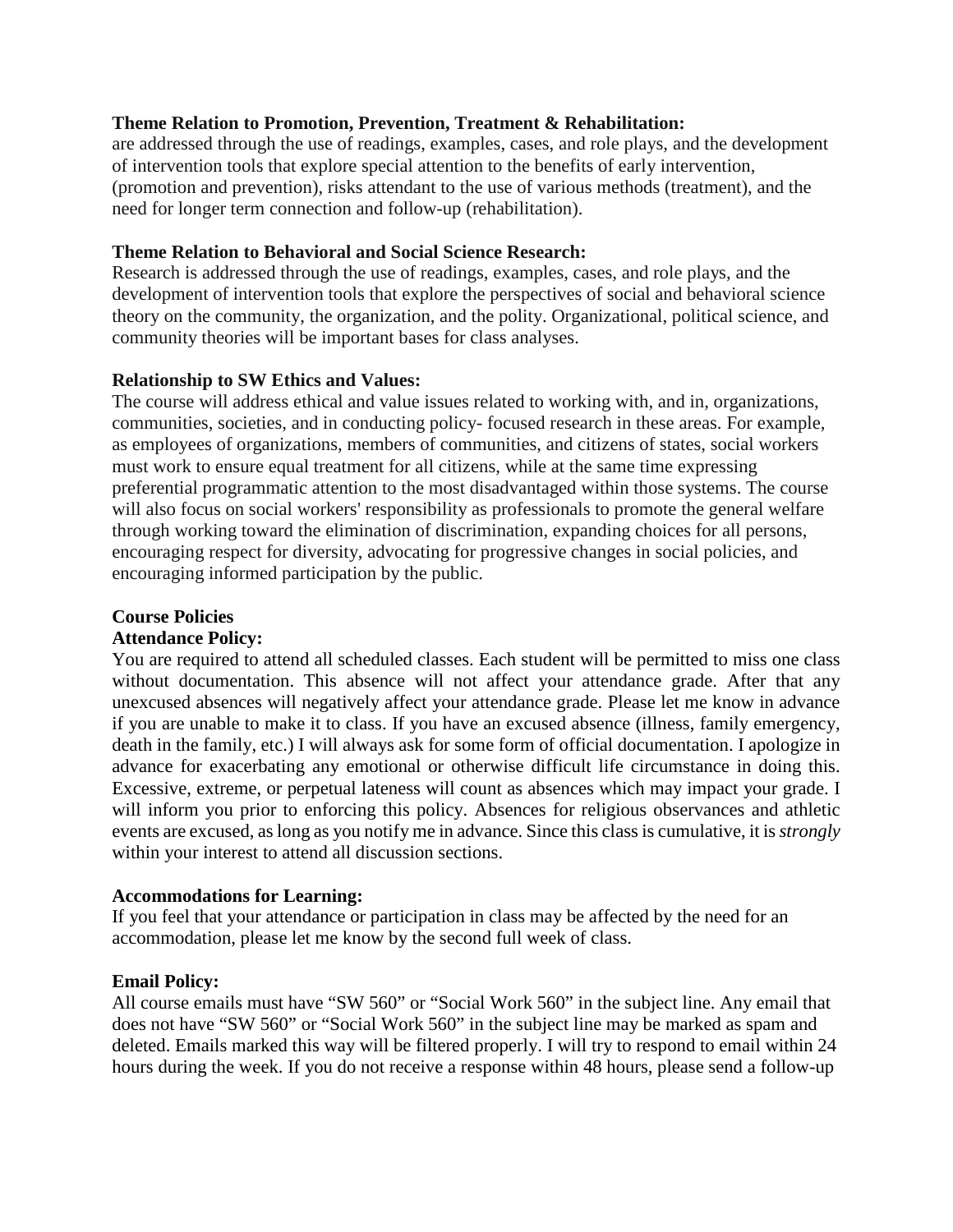**Theme Relation to Promotion, Prevention, Treatment & Rehabilitation:**
are addressed through the use of readings, examples, cases, and role plays, and the development of intervention tools that explore special attention to the benefits of early intervention, (promotion and prevention), risks attendant to the use of various methods (treatment), and the need for longer term connection and follow-up (rehabilitation).

**Theme Relation to Behavioral and Social Science Research:**
Research is addressed through the use of readings, examples, cases, and role plays, and the development of intervention tools that explore the perspectives of social and behavioral science theory on the community, the organization, and the polity. Organizational, political science, and community theories will be important bases for class analyses.

**Relationship to SW Ethics and Values:**
The course will address ethical and value issues related to working with, and in, organizations, communities, societies, and in conducting policy- focused research in these areas. For example, as employees of organizations, members of communities, and citizens of states, social workers must work to ensure equal treatment for all citizens, while at the same time expressing preferential programmatic attention to the most disadvantaged within those systems. The course will also focus on social workers' responsibility as professionals to promote the general welfare through working toward the elimination of discrimination, expanding choices for all persons, encouraging respect for diversity, advocating for progressive changes in social policies, and encouraging informed participation by the public.

## Course Policies

**Attendance Policy:**
You are required to attend all scheduled classes. Each student will be permitted to miss one class without documentation. This absence will not affect your attendance grade. After that any unexcused absences will negatively affect your attendance grade. Please let me know in advance if you are unable to make it to class. If you have an excused absence (illness, family emergency, death in the family, etc.) I will always ask for some form of official documentation. I apologize in advance for exacerbating any emotional or otherwise difficult life circumstance in doing this. Excessive, extreme, or perpetual lateness will count as absences which may impact your grade. I will inform you prior to enforcing this policy. Absences for religious observances and athletic events are excused, as long as you notify me in advance. Since this class is cumulative, it is *strongly* within your interest to attend all discussion sections.

**Accommodations for Learning:**
If you feel that your attendance or participation in class may be affected by the need for an accommodation, please let me know by the second full week of class.

**Email Policy:**
All course emails must have "SW 560" or "Social Work 560" in the subject line. Any email that does not have "SW 560" or "Social Work 560" in the subject line may be marked as spam and deleted. Emails marked this way will be filtered properly. I will try to respond to email within 24 hours during the week. If you do not receive a response within 48 hours, please send a follow-up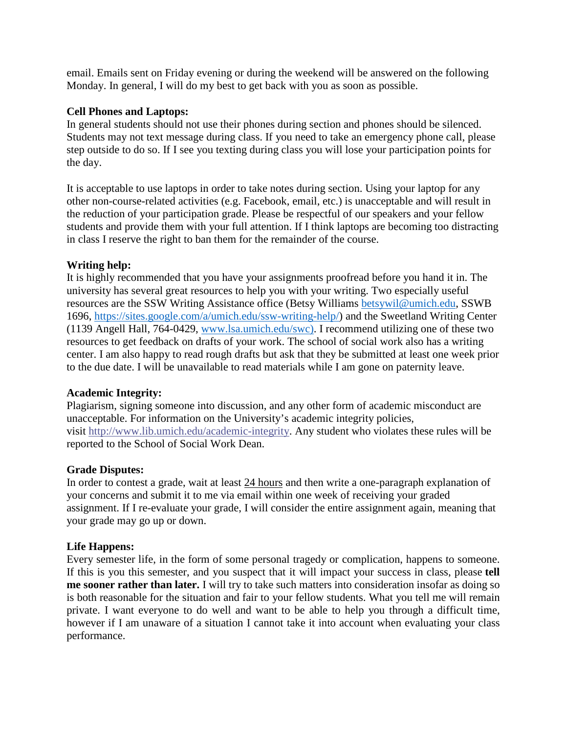email. Emails sent on Friday evening or during the weekend will be answered on the following Monday. In general, I will do my best to get back with you as soon as possible.

**Cell Phones and Laptops:**
In general students should not use their phones during section and phones should be silenced. Students may not text message during class. If you need to take an emergency phone call, please step outside to do so. If I see you texting during class you will lose your participation points for the day.

It is acceptable to use laptops in order to take notes during section. Using your laptop for any other non-course-related activities (e.g. Facebook, email, etc.) is unacceptable and will result in the reduction of your participation grade. Please be respectful of our speakers and your fellow students and provide them with your full attention. If I think laptops are becoming too distracting in class I reserve the right to ban them for the remainder of the course.

**Writing help:**
It is highly recommended that you have your assignments proofread before you hand it in. The university has several great resources to help you with your writing. Two especially useful resources are the SSW Writing Assistance office (Betsy Williams betsywil@umich.edu, SSWB 1696, https://sites.google.com/a/umich.edu/ssw-writing-help/) and the Sweetland Writing Center (1139 Angell Hall, 764-0429, www.lsa.umich.edu/swc). I recommend utilizing one of these two resources to get feedback on drafts of your work. The school of social work also has a writing center. I am also happy to read rough drafts but ask that they be submitted at least one week prior to the due date. I will be unavailable to read materials while I am gone on paternity leave.

**Academic Integrity:**
Plagiarism, signing someone into discussion, and any other form of academic misconduct are unacceptable. For information on the University's academic integrity policies, visit http://www.lib.umich.edu/academic-integrity. Any student who violates these rules will be reported to the School of Social Work Dean.

**Grade Disputes:**
In order to contest a grade, wait at least 24 hours and then write a one-paragraph explanation of your concerns and submit it to me via email within one week of receiving your graded assignment. If I re-evaluate your grade, I will consider the entire assignment again, meaning that your grade may go up or down.

**Life Happens:**
Every semester life, in the form of some personal tragedy or complication, happens to someone. If this is you this semester, and you suspect that it will impact your success in class, please **tell me sooner rather than later.** I will try to take such matters into consideration insofar as doing so is both reasonable for the situation and fair to your fellow students. What you tell me will remain private. I want everyone to do well and want to be able to help you through a difficult time, however if I am unaware of a situation I cannot take it into account when evaluating your class performance.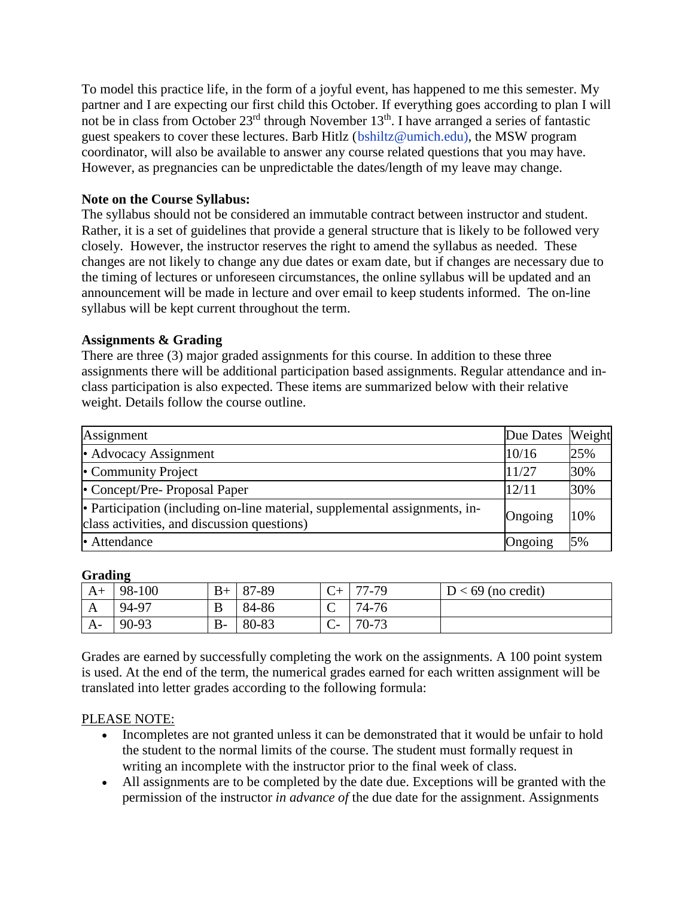To model this practice life, in the form of a joyful event, has happened to me this semester. My partner and I are expecting our first child this October. If everything goes according to plan I will not be in class from October 23rd through November 13th. I have arranged a series of fantastic guest speakers to cover these lectures. Barb Hitlz (bshiltz@umich.edu), the MSW program coordinator, will also be available to answer any course related questions that you may have. However, as pregnancies can be unpredictable the dates/length of my leave may change.

**Note on the Course Syllabus:**
The syllabus should not be considered an immutable contract between instructor and student. Rather, it is a set of guidelines that provide a general structure that is likely to be followed very closely. However, the instructor reserves the right to amend the syllabus as needed. These changes are not likely to change any due dates or exam date, but if changes are necessary due to the timing of lectures or unforeseen circumstances, the online syllabus will be updated and an announcement will be made in lecture and over email to keep students informed. The on-line syllabus will be kept current throughout the term.

**Assignments & Grading**
There are three (3) major graded assignments for this course. In addition to these three assignments there will be additional participation based assignments. Regular attendance and in-class participation is also expected. These items are summarized below with their relative weight. Details follow the course outline.

| Assignment | Due Dates | Weight |
|---|---|---|
| • Advocacy Assignment | 10/16 | 25% |
| • Community Project | 11/27 | 30% |
| • Concept/Pre- Proposal Paper | 12/11 | 30% |
| • Participation (including on-line material, supplemental assignments, in-class activities, and discussion questions) | Ongoing | 10% |
| • Attendance | Ongoing | 5% |

**Grading**

| | | | | | | |
|---|---|---|---|---|---|---|
| A+ | 98-100 | B+ | 87-89 | C+ | 77-79 | D < 69 (no credit) |
| A | 94-97 | B | 84-86 | C | 74-76 | |
| A- | 90-93 | B- | 80-83 | C- | 70-73 | |

Grades are earned by successfully completing the work on the assignments. A 100 point system is used. At the end of the term, the numerical grades earned for each written assignment will be translated into letter grades according to the following formula:

<u>PLEASE NOTE:</u>

- Incompletes are not granted unless it can be demonstrated that it would be unfair to hold the student to the normal limits of the course. The student must formally request in writing an incomplete with the instructor prior to the final week of class.
- All assignments are to be completed by the date due. Exceptions will be granted with the permission of the instructor *in advance of* the due date for the assignment. Assignments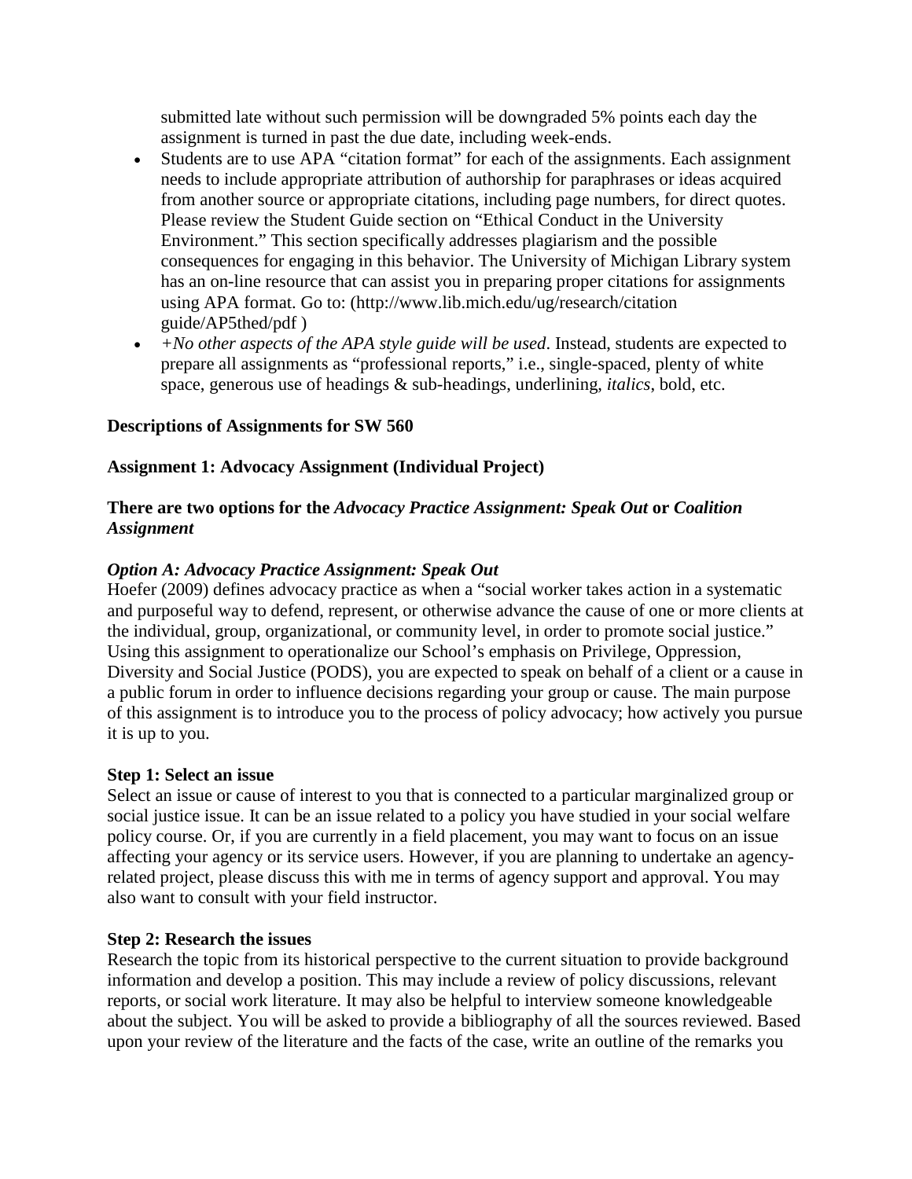submitted late without such permission will be downgraded 5% points each day the assignment is turned in past the due date, including week-ends.

- Students are to use APA "citation format" for each of the assignments. Each assignment needs to include appropriate attribution of authorship for paraphrases or ideas acquired from another source or appropriate citations, including page numbers, for direct quotes. Please review the Student Guide section on "Ethical Conduct in the University Environment." This section specifically addresses plagiarism and the possible consequences for engaging in this behavior. The University of Michigan Library system has an on-line resource that can assist you in preparing proper citations for assignments using APA format. Go to: (http://www.lib.mich.edu/ug/research/citation guide/AP5thed/pdf )
- *+No other aspects of the APA style guide will be used*. Instead, students are expected to prepare all assignments as "professional reports," i.e., single-spaced, plenty of white space, generous use of headings & sub-headings, underlining, *italics*, bold, etc.

**Descriptions of Assignments for SW 560**

**Assignment 1: Advocacy Assignment (Individual Project)**

**There are two options for the *Advocacy Practice Assignment: Speak Out* or *Coalition Assignment***

***Option A: Advocacy Practice Assignment: Speak Out***

Hoefer (2009) defines advocacy practice as when a "social worker takes action in a systematic and purposeful way to defend, represent, or otherwise advance the cause of one or more clients at the individual, group, organizational, or community level, in order to promote social justice." Using this assignment to operationalize our School's emphasis on Privilege, Oppression, Diversity and Social Justice (PODS), you are expected to speak on behalf of a client or a cause in a public forum in order to influence decisions regarding your group or cause. The main purpose of this assignment is to introduce you to the process of policy advocacy; how actively you pursue it is up to you.

**Step 1: Select an issue**

Select an issue or cause of interest to you that is connected to a particular marginalized group or social justice issue. It can be an issue related to a policy you have studied in your social welfare policy course. Or, if you are currently in a field placement, you may want to focus on an issue affecting your agency or its service users. However, if you are planning to undertake an agency-related project, please discuss this with me in terms of agency support and approval. You may also want to consult with your field instructor.

**Step 2: Research the issues**

Research the topic from its historical perspective to the current situation to provide background information and develop a position. This may include a review of policy discussions, relevant reports, or social work literature. It may also be helpful to interview someone knowledgeable about the subject. You will be asked to provide a bibliography of all the sources reviewed. Based upon your review of the literature and the facts of the case, write an outline of the remarks you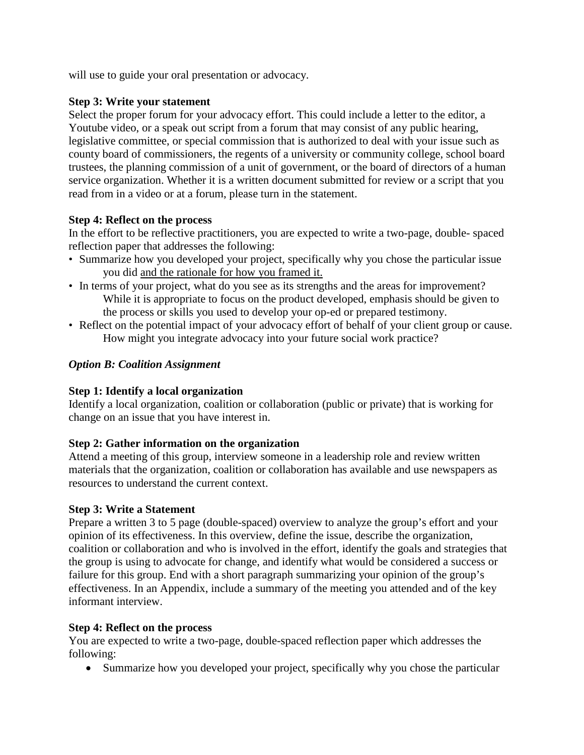will use to guide your oral presentation or advocacy.

**Step 3: Write your statement**
Select the proper forum for your advocacy effort. This could include a letter to the editor, a Youtube video, or a speak out script from a forum that may consist of any public hearing, legislative committee, or special commission that is authorized to deal with your issue such as county board of commissioners, the regents of a university or community college, school board trustees, the planning commission of a unit of government, or the board of directors of a human service organization. Whether it is a written document submitted for review or a script that you read from in a video or at a forum, please turn in the statement.

**Step 4: Reflect on the process**
In the effort to be reflective practitioners, you are expected to write a two-page, double- spaced reflection paper that addresses the following:

- Summarize how you developed your project, specifically why you chose the particular issue you did <u>and the rationale for how you framed it.</u>
- In terms of your project, what do you see as its strengths and the areas for improvement? While it is appropriate to focus on the product developed, emphasis should be given to the process or skills you used to develop your op-ed or prepared testimony.
- Reflect on the potential impact of your advocacy effort of behalf of your client group or cause. How might you integrate advocacy into your future social work practice?

***Option B: Coalition Assignment***

**Step 1: Identify a local organization**
Identify a local organization, coalition or collaboration (public or private) that is working for change on an issue that you have interest in.

**Step 2: Gather information on the organization**
Attend a meeting of this group, interview someone in a leadership role and review written materials that the organization, coalition or collaboration has available and use newspapers as resources to understand the current context.

**Step 3: Write a Statement**
Prepare a written 3 to 5 page (double-spaced) overview to analyze the group's effort and your opinion of its effectiveness. In this overview, define the issue, describe the organization, coalition or collaboration and who is involved in the effort, identify the goals and strategies that the group is using to advocate for change, and identify what would be considered a success or failure for this group. End with a short paragraph summarizing your opinion of the group's effectiveness. In an Appendix, include a summary of the meeting you attended and of the key informant interview.

**Step 4: Reflect on the process**
You are expected to write a two-page, double-spaced reflection paper which addresses the following:

- Summarize how you developed your project, specifically why you chose the particular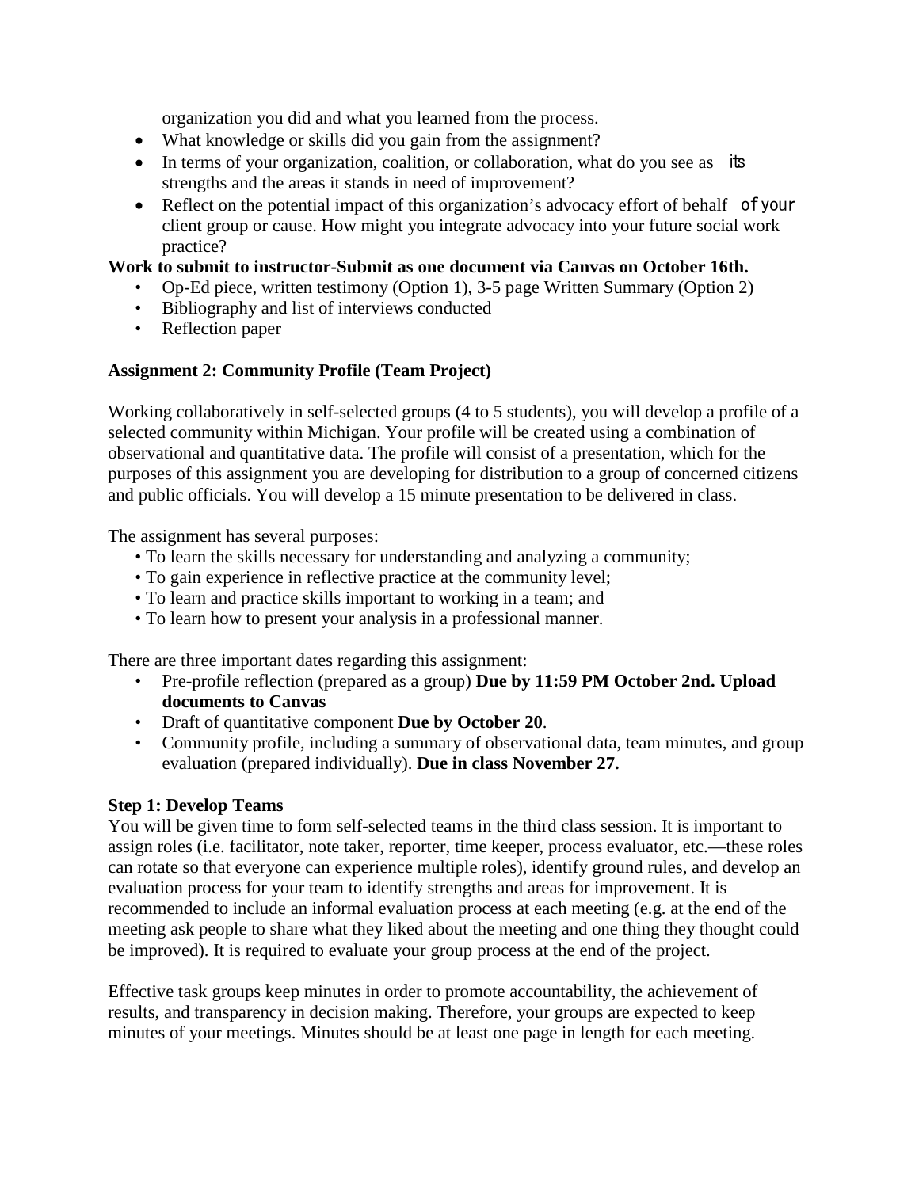organization you did and what you learned from the process.

- What knowledge or skills did you gain from the assignment?
- In terms of your organization, coalition, or collaboration, what do you see as its strengths and the areas it stands in need of improvement?
- Reflect on the potential impact of this organization's advocacy effort of behalf of your client group or cause. How might you integrate advocacy into your future social work practice?

**Work to submit to instructor-Submit as one document via Canvas on October 16th.**

- Op-Ed piece, written testimony (Option 1), 3-5 page Written Summary (Option 2)
- Bibliography and list of interviews conducted
- Reflection paper

**Assignment 2: Community Profile (Team Project)**

Working collaboratively in self-selected groups (4 to 5 students), you will develop a profile of a selected community within Michigan. Your profile will be created using a combination of observational and quantitative data. The profile will consist of a presentation, which for the purposes of this assignment you are developing for distribution to a group of concerned citizens and public officials. You will develop a 15 minute presentation to be delivered in class.

The assignment has several purposes:

- To learn the skills necessary for understanding and analyzing a community;
- To gain experience in reflective practice at the community level;
- To learn and practice skills important to working in a team; and
- To learn how to present your analysis in a professional manner.

There are three important dates regarding this assignment:

- Pre-profile reflection (prepared as a group) **Due by 11:59 PM October 2nd. Upload documents to Canvas**
- Draft of quantitative component **Due by October 20**.
- Community profile, including a summary of observational data, team minutes, and group evaluation (prepared individually). **Due in class November 27.**

**Step 1: Develop Teams**

You will be given time to form self-selected teams in the third class session. It is important to assign roles (i.e. facilitator, note taker, reporter, time keeper, process evaluator, etc.—these roles can rotate so that everyone can experience multiple roles), identify ground rules, and develop an evaluation process for your team to identify strengths and areas for improvement. It is recommended to include an informal evaluation process at each meeting (e.g. at the end of the meeting ask people to share what they liked about the meeting and one thing they thought could be improved). It is required to evaluate your group process at the end of the project.

Effective task groups keep minutes in order to promote accountability, the achievement of results, and transparency in decision making. Therefore, your groups are expected to keep minutes of your meetings. Minutes should be at least one page in length for each meeting.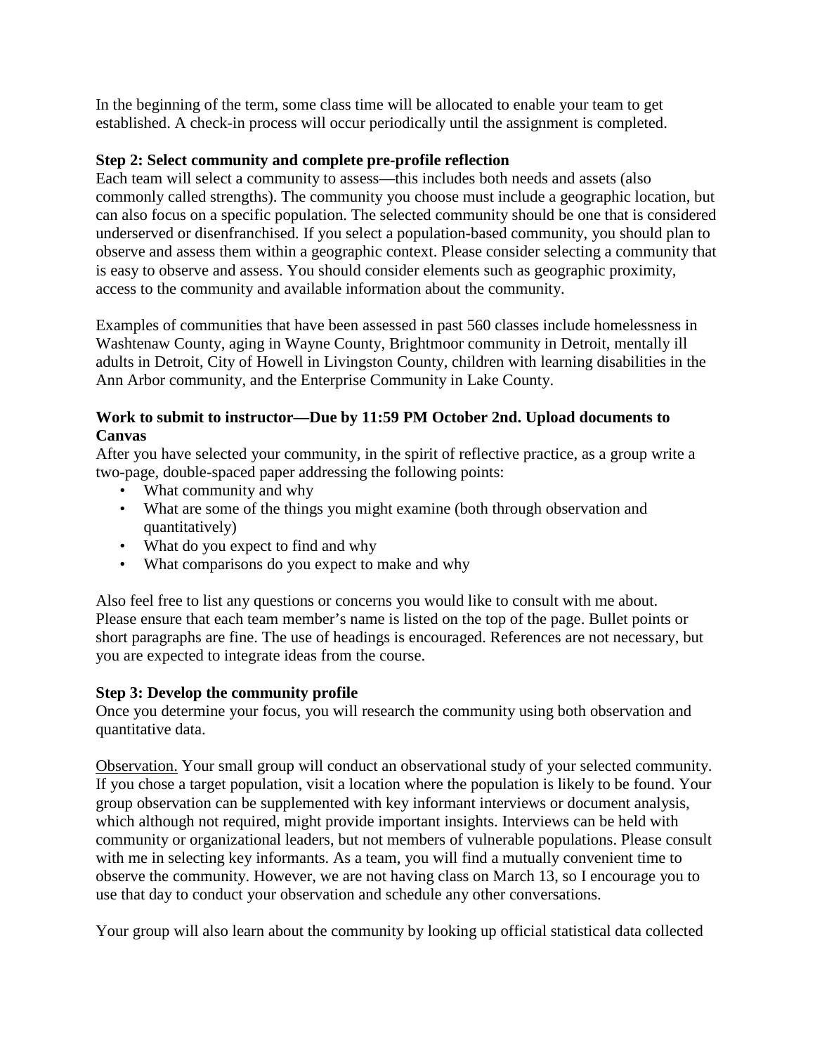In the beginning of the term, some class time will be allocated to enable your team to get established. A check-in process will occur periodically until the assignment is completed.

**Step 2: Select community and complete pre-profile reflection**

Each team will select a community to assess—this includes both needs and assets (also commonly called strengths). The community you choose must include a geographic location, but can also focus on a specific population. The selected community should be one that is considered underserved or disenfranchised. If you select a population-based community, you should plan to observe and assess them within a geographic context. Please consider selecting a community that is easy to observe and assess. You should consider elements such as geographic proximity, access to the community and available information about the community.

Examples of communities that have been assessed in past 560 classes include homelessness in Washtenaw County, aging in Wayne County, Brightmoor community in Detroit, mentally ill adults in Detroit, City of Howell in Livingston County, children with learning disabilities in the Ann Arbor community, and the Enterprise Community in Lake County.

**Work to submit to instructor—Due by 11:59 PM October 2nd. Upload documents to Canvas**

After you have selected your community, in the spirit of reflective practice, as a group write a two-page, double-spaced paper addressing the following points:

- What community and why
- What are some of the things you might examine (both through observation and quantitatively)
- What do you expect to find and why
- What comparisons do you expect to make and why

Also feel free to list any questions or concerns you would like to consult with me about. Please ensure that each team member's name is listed on the top of the page. Bullet points or short paragraphs are fine. The use of headings is encouraged. References are not necessary, but you are expected to integrate ideas from the course.

**Step 3: Develop the community profile**

Once you determine your focus, you will research the community using both observation and quantitative data.

<u>Observation.</u> Your small group will conduct an observational study of your selected community. If you chose a target population, visit a location where the population is likely to be found. Your group observation can be supplemented with key informant interviews or document analysis, which although not required, might provide important insights. Interviews can be held with community or organizational leaders, but not members of vulnerable populations. Please consult with me in selecting key informants. As a team, you will find a mutually convenient time to observe the community. However, we are not having class on March 13, so I encourage you to use that day to conduct your observation and schedule any other conversations.

Your group will also learn about the community by looking up official statistical data collected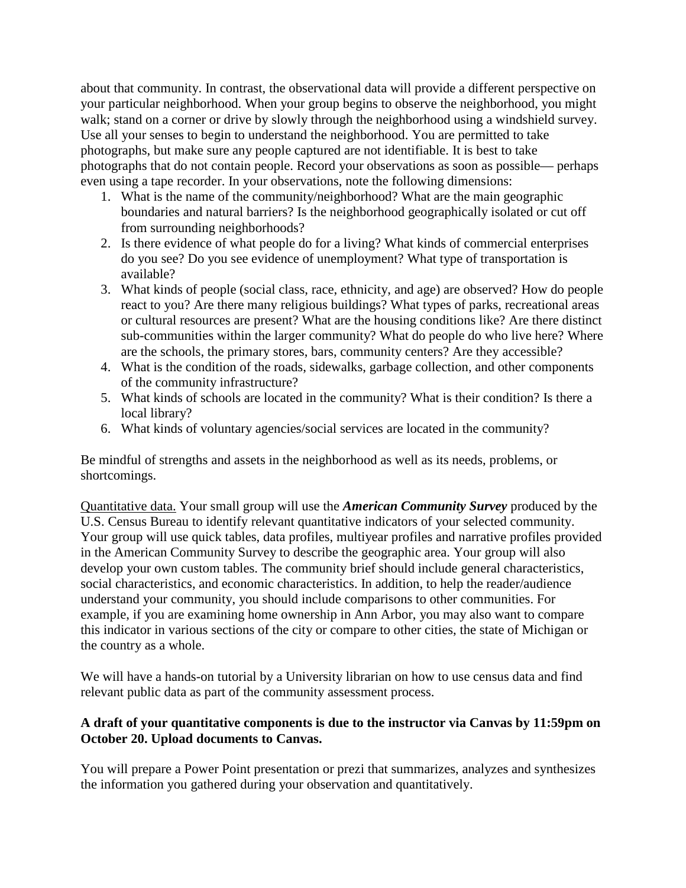about that community. In contrast, the observational data will provide a different perspective on your particular neighborhood. When your group begins to observe the neighborhood, you might walk; stand on a corner or drive by slowly through the neighborhood using a windshield survey. Use all your senses to begin to understand the neighborhood. You are permitted to take photographs, but make sure any people captured are not identifiable. It is best to take photographs that do not contain people. Record your observations as soon as possible— perhaps even using a tape recorder. In your observations, note the following dimensions:

1. What is the name of the community/neighborhood? What are the main geographic boundaries and natural barriers? Is the neighborhood geographically isolated or cut off from surrounding neighborhoods?
2. Is there evidence of what people do for a living? What kinds of commercial enterprises do you see? Do you see evidence of unemployment? What type of transportation is available?
3. What kinds of people (social class, race, ethnicity, and age) are observed? How do people react to you? Are there many religious buildings? What types of parks, recreational areas or cultural resources are present? What are the housing conditions like? Are there distinct sub-communities within the larger community? What do people do who live here? Where are the schools, the primary stores, bars, community centers? Are they accessible?
4. What is the condition of the roads, sidewalks, garbage collection, and other components of the community infrastructure?
5. What kinds of schools are located in the community? What is their condition? Is there a local library?
6. What kinds of voluntary agencies/social services are located in the community?

Be mindful of strengths and assets in the neighborhood as well as its needs, problems, or shortcomings.

<u>Quantitative data.</u> Your small group will use the ***American Community Survey*** produced by the U.S. Census Bureau to identify relevant quantitative indicators of your selected community. Your group will use quick tables, data profiles, multiyear profiles and narrative profiles provided in the American Community Survey to describe the geographic area. Your group will also develop your own custom tables. The community brief should include general characteristics, social characteristics, and economic characteristics. In addition, to help the reader/audience understand your community, you should include comparisons to other communities. For example, if you are examining home ownership in Ann Arbor, you may also want to compare this indicator in various sections of the city or compare to other cities, the state of Michigan or the country as a whole.

We will have a hands-on tutorial by a University librarian on how to use census data and find relevant public data as part of the community assessment process.

**A draft of your quantitative components is due to the instructor via Canvas by 11:59pm on October 20. Upload documents to Canvas.**

You will prepare a Power Point presentation or prezi that summarizes, analyzes and synthesizes the information you gathered during your observation and quantitatively.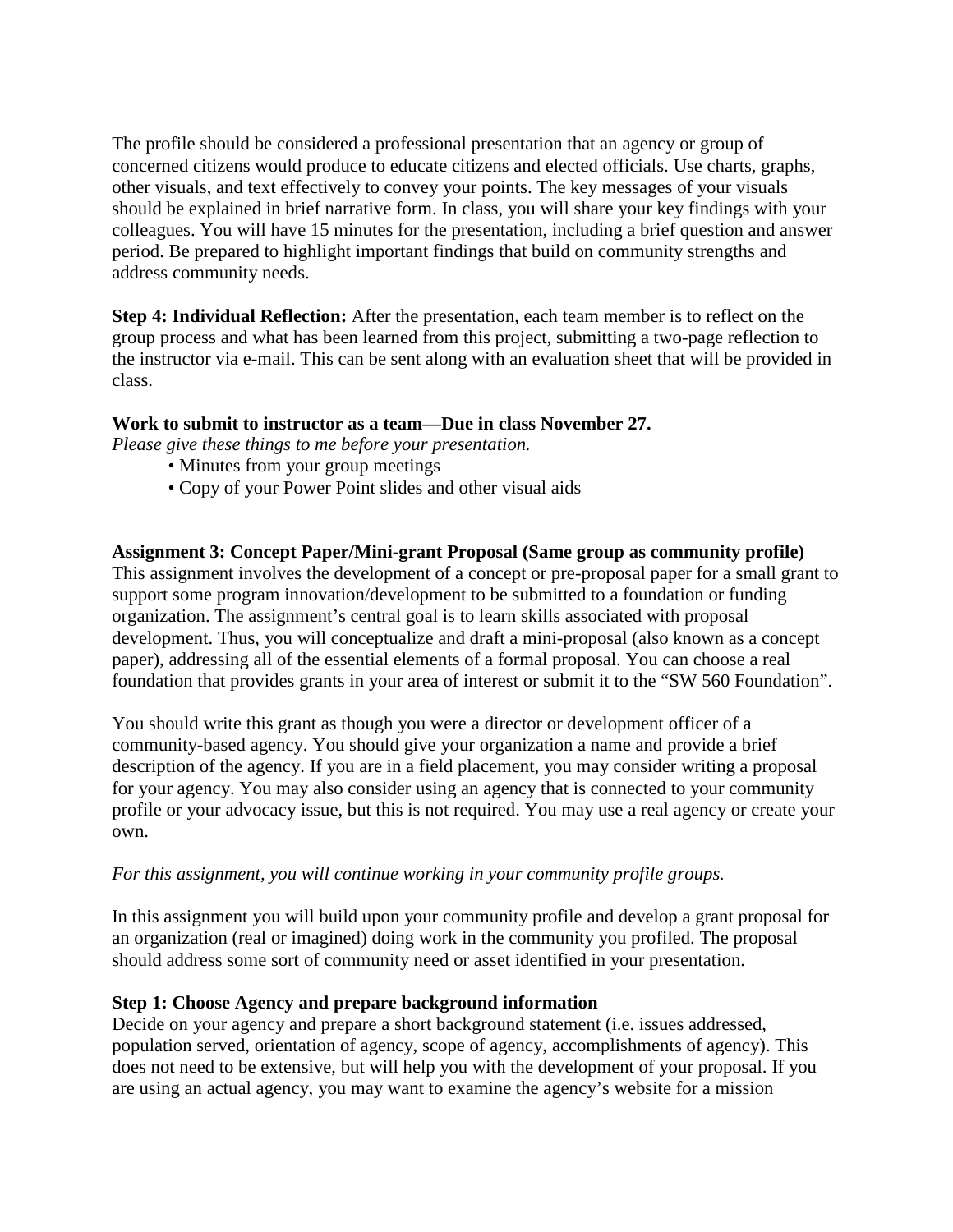The profile should be considered a professional presentation that an agency or group of concerned citizens would produce to educate citizens and elected officials. Use charts, graphs, other visuals, and text effectively to convey your points. The key messages of your visuals should be explained in brief narrative form. In class, you will share your key findings with your colleagues. You will have 15 minutes for the presentation, including a brief question and answer period. Be prepared to highlight important findings that build on community strengths and address community needs.

**Step 4: Individual Reflection:** After the presentation, each team member is to reflect on the group process and what has been learned from this project, submitting a two-page reflection to the instructor via e-mail. This can be sent along with an evaluation sheet that will be provided in class.

**Work to submit to instructor as a team—Due in class November 27.**
*Please give these things to me before your presentation.*

- Minutes from your group meetings
- Copy of your Power Point slides and other visual aids

**Assignment 3: Concept Paper/Mini-grant Proposal (Same group as community profile)**
This assignment involves the development of a concept or pre-proposal paper for a small grant to support some program innovation/development to be submitted to a foundation or funding organization. The assignment's central goal is to learn skills associated with proposal development. Thus, you will conceptualize and draft a mini-proposal (also known as a concept paper), addressing all of the essential elements of a formal proposal. You can choose a real foundation that provides grants in your area of interest or submit it to the "SW 560 Foundation".

You should write this grant as though you were a director or development officer of a community-based agency. You should give your organization a name and provide a brief description of the agency. If you are in a field placement, you may consider writing a proposal for your agency. You may also consider using an agency that is connected to your community profile or your advocacy issue, but this is not required. You may use a real agency or create your own.

*For this assignment, you will continue working in your community profile groups.*

In this assignment you will build upon your community profile and develop a grant proposal for an organization (real or imagined) doing work in the community you profiled. The proposal should address some sort of community need or asset identified in your presentation.

**Step 1: Choose Agency and prepare background information**
Decide on your agency and prepare a short background statement (i.e. issues addressed, population served, orientation of agency, scope of agency, accomplishments of agency). This does not need to be extensive, but will help you with the development of your proposal. If you are using an actual agency, you may want to examine the agency's website for a mission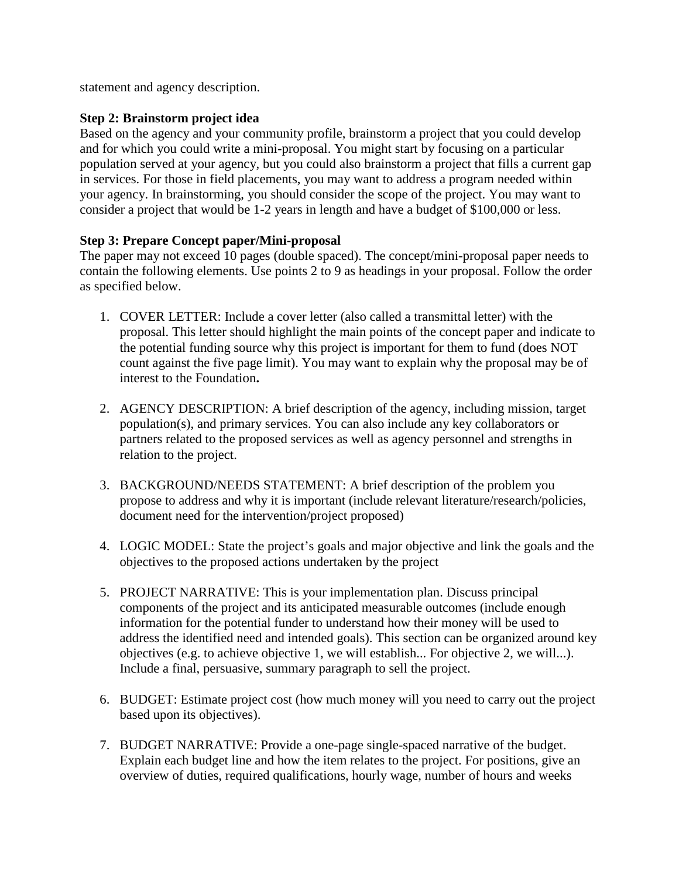statement and agency description.

**Step 2: Brainstorm project idea**

Based on the agency and your community profile, brainstorm a project that you could develop and for which you could write a mini-proposal. You might start by focusing on a particular population served at your agency, but you could also brainstorm a project that fills a current gap in services. For those in field placements, you may want to address a program needed within your agency. In brainstorming, you should consider the scope of the project. You may want to consider a project that would be 1-2 years in length and have a budget of $100,000 or less.

**Step 3: Prepare Concept paper/Mini-proposal**

The paper may not exceed 10 pages (double spaced). The concept/mini-proposal paper needs to contain the following elements. Use points 2 to 9 as headings in your proposal. Follow the order as specified below.

1. COVER LETTER: Include a cover letter (also called a transmittal letter) with the proposal. This letter should highlight the main points of the concept paper and indicate to the potential funding source why this project is important for them to fund (does NOT count against the five page limit). You may want to explain why the proposal may be of interest to the Foundation**.**

2. AGENCY DESCRIPTION: A brief description of the agency, including mission, target population(s), and primary services. You can also include any key collaborators or partners related to the proposed services as well as agency personnel and strengths in relation to the project.

3. BACKGROUND/NEEDS STATEMENT: A brief description of the problem you propose to address and why it is important (include relevant literature/research/policies, document need for the intervention/project proposed)

4. LOGIC MODEL: State the project's goals and major objective and link the goals and the objectives to the proposed actions undertaken by the project

5. PROJECT NARRATIVE: This is your implementation plan. Discuss principal components of the project and its anticipated measurable outcomes (include enough information for the potential funder to understand how their money will be used to address the identified need and intended goals). This section can be organized around key objectives (e.g. to achieve objective 1, we will establish... For objective 2, we will...). Include a final, persuasive, summary paragraph to sell the project.

6. BUDGET: Estimate project cost (how much money will you need to carry out the project based upon its objectives).

7. BUDGET NARRATIVE: Provide a one-page single-spaced narrative of the budget. Explain each budget line and how the item relates to the project. For positions, give an overview of duties, required qualifications, hourly wage, number of hours and weeks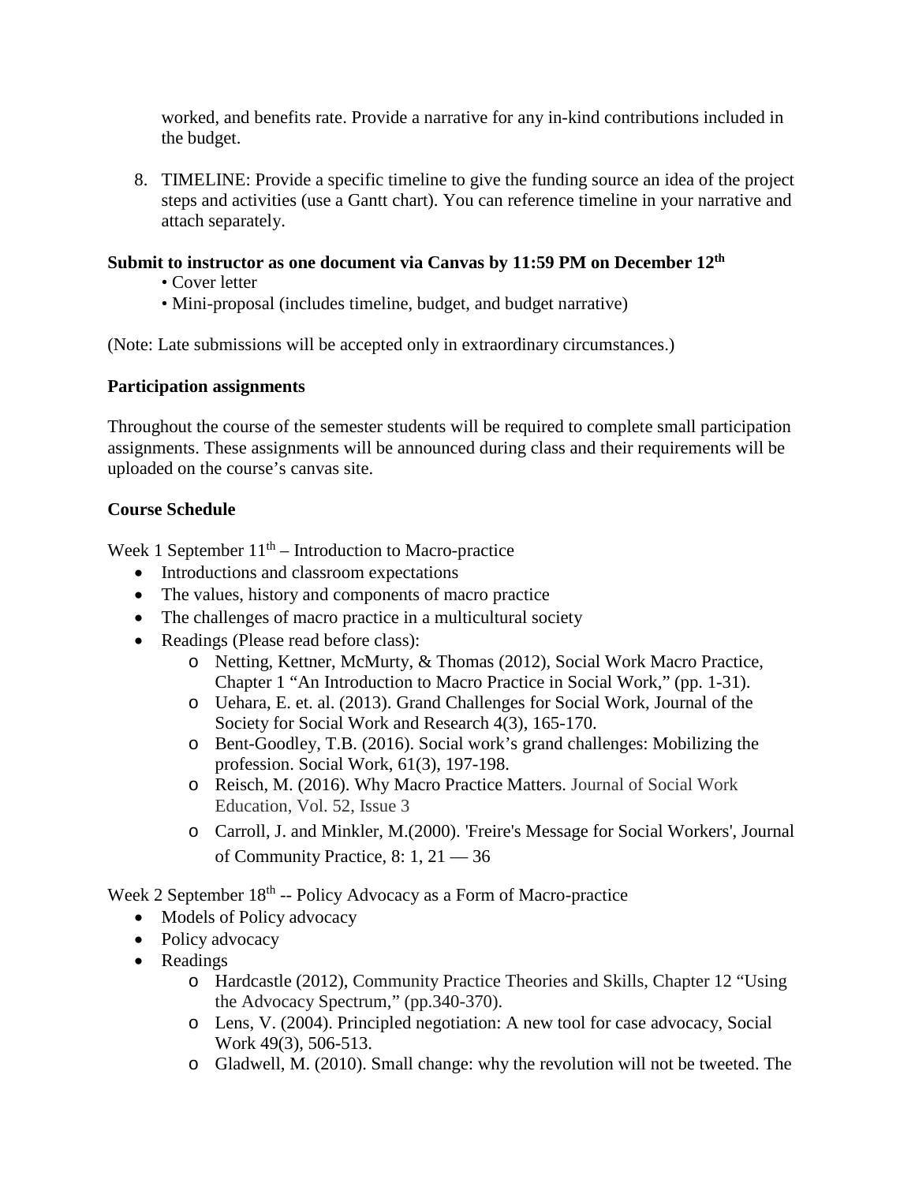worked, and benefits rate. Provide a narrative for any in-kind contributions included in the budget.

8. TIMELINE: Provide a specific timeline to give the funding source an idea of the project steps and activities (use a Gantt chart). You can reference timeline in your narrative and attach separately.

**Submit to instructor as one document via Canvas by 11:59 PM on December 12th**

• Cover letter
• Mini-proposal (includes timeline, budget, and budget narrative)

(Note: Late submissions will be accepted only in extraordinary circumstances.)

**Participation assignments**

Throughout the course of the semester students will be required to complete small participation assignments. These assignments will be announced during class and their requirements will be uploaded on the course's canvas site.

**Course Schedule**

Week 1 September 11th – Introduction to Macro-practice

- Introductions and classroom expectations
- The values, history and components of macro practice
- The challenges of macro practice in a multicultural society
- Readings (Please read before class):
  - Netting, Kettner, McMurty, & Thomas (2012), Social Work Macro Practice, Chapter 1 "An Introduction to Macro Practice in Social Work," (pp. 1-31).
  - Uehara, E. et. al. (2013). Grand Challenges for Social Work, Journal of the Society for Social Work and Research 4(3), 165-170.
  - Bent-Goodley, T.B. (2016). Social work's grand challenges: Mobilizing the profession. Social Work, 61(3), 197-198.
  - Reisch, M. (2016). Why Macro Practice Matters. Journal of Social Work Education, Vol. 52, Issue 3
  - Carroll, J. and Minkler, M.(2000). 'Freire's Message for Social Workers', Journal of Community Practice, 8: 1, 21 — 36

Week 2 September 18th -- Policy Advocacy as a Form of Macro-practice

- Models of Policy advocacy
- Policy advocacy
- Readings
  - Hardcastle (2012), Community Practice Theories and Skills, Chapter 12 "Using the Advocacy Spectrum," (pp.340-370).
  - Lens, V. (2004). Principled negotiation: A new tool for case advocacy, Social Work 49(3), 506-513.
  - Gladwell, M. (2010). Small change: why the revolution will not be tweeted. The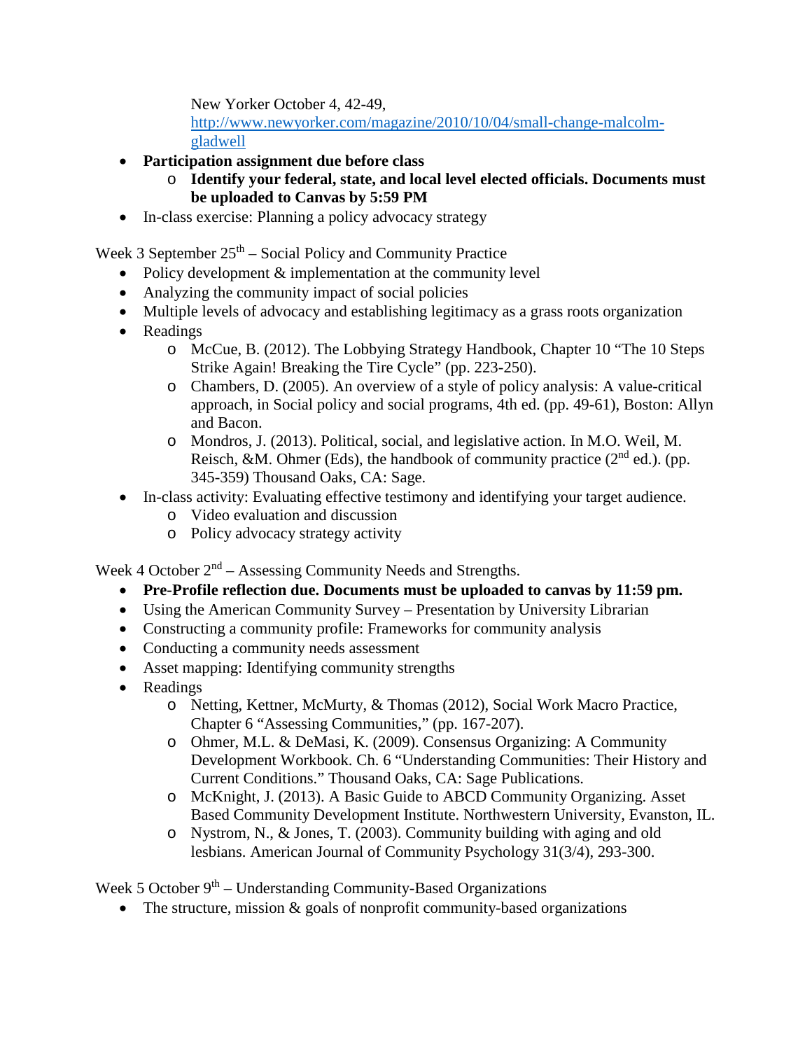- New Yorker October 4, 42-49, [http://www.newyorker.com/magazine/2010/10/04/small-change-malcolm-gladwell](http://www.newyorker.com/magazine/2010/10/04/small-change-malcolm-gladwell)
- **Participation assignment due before class**
    - **Identify your federal, state, and local level elected officials. Documents must be uploaded to Canvas by 5:59 PM**
- In-class exercise: Planning a policy advocacy strategy

Week 3 September 25th – Social Policy and Community Practice

- Policy development & implementation at the community level
- Analyzing the community impact of social policies
- Multiple levels of advocacy and establishing legitimacy as a grass roots organization
- Readings
    - McCue, B. (2012). The Lobbying Strategy Handbook, Chapter 10 "The 10 Steps Strike Again! Breaking the Tire Cycle" (pp. 223-250).
    - Chambers, D. (2005). An overview of a style of policy analysis: A value-critical approach, in Social policy and social programs, 4th ed. (pp. 49-61), Boston: Allyn and Bacon.
    - Mondros, J. (2013). Political, social, and legislative action. In M.O. Weil, M. Reisch, &M. Ohmer (Eds), the handbook of community practice (2nd ed.). (pp. 345-359) Thousand Oaks, CA: Sage.
- In-class activity: Evaluating effective testimony and identifying your target audience.
    - Video evaluation and discussion
    - Policy advocacy strategy activity

Week 4 October 2nd – Assessing Community Needs and Strengths.

- **Pre-Profile reflection due. Documents must be uploaded to canvas by 11:59 pm.**
- Using the American Community Survey – Presentation by University Librarian
- Constructing a community profile: Frameworks for community analysis
- Conducting a community needs assessment
- Asset mapping: Identifying community strengths
- Readings
    - Netting, Kettner, McMurty, & Thomas (2012), Social Work Macro Practice, Chapter 6 "Assessing Communities," (pp. 167-207).
    - Ohmer, M.L. & DeMasi, K. (2009). Consensus Organizing: A Community Development Workbook. Ch. 6 "Understanding Communities: Their History and Current Conditions." Thousand Oaks, CA: Sage Publications.
    - McKnight, J. (2013). A Basic Guide to ABCD Community Organizing. Asset Based Community Development Institute. Northwestern University, Evanston, IL.
    - Nystrom, N., & Jones, T. (2003). Community building with aging and old lesbians. American Journal of Community Psychology 31(3/4), 293-300.

Week 5 October 9th – Understanding Community-Based Organizations

- The structure, mission & goals of nonprofit community-based organizations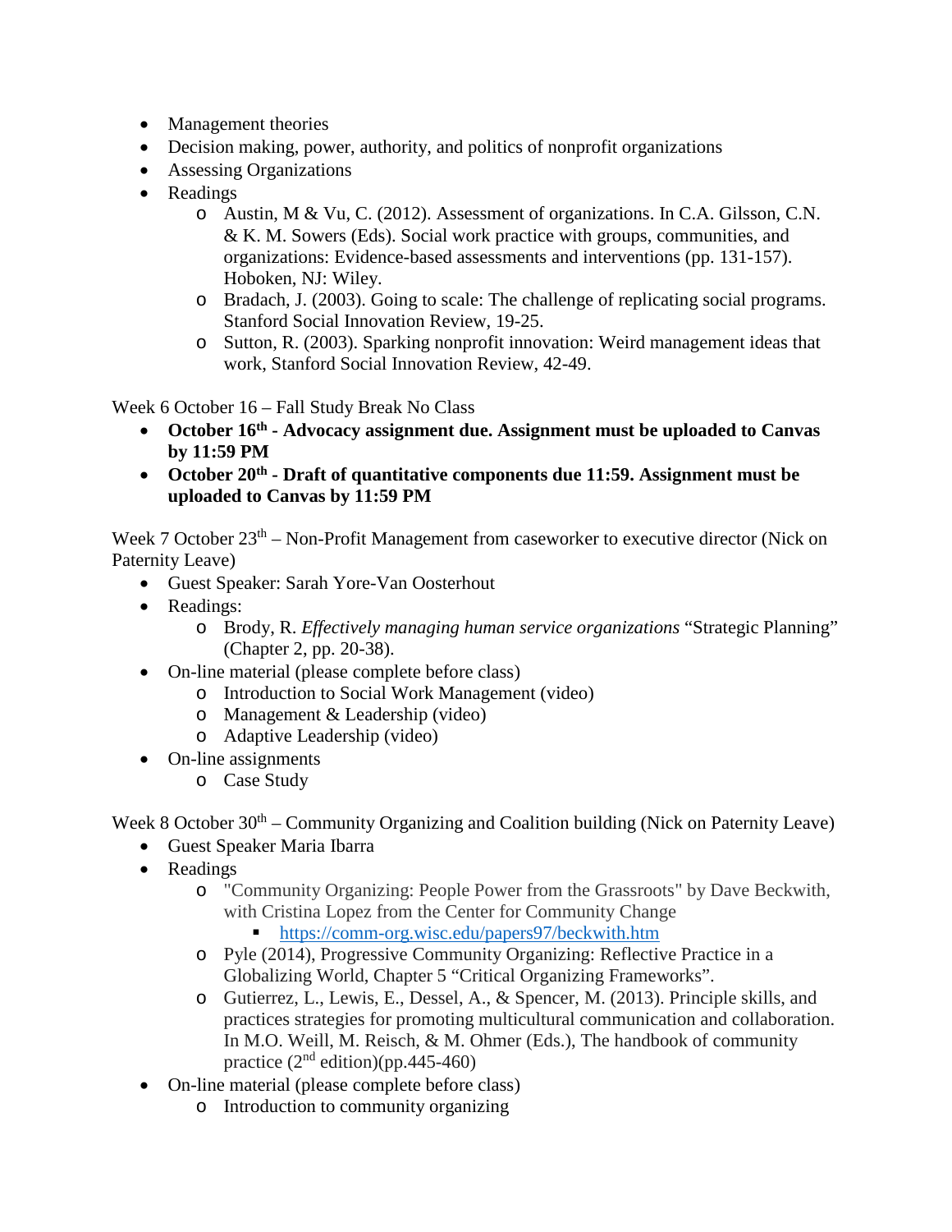- Management theories
- Decision making, power, authority, and politics of nonprofit organizations
- Assessing Organizations
- Readings
    - Austin, M & Vu, C. (2012). Assessment of organizations. In C.A. Gilsson, C.N. & K. M. Sowers (Eds). Social work practice with groups, communities, and organizations: Evidence-based assessments and interventions (pp. 131-157). Hoboken, NJ: Wiley.
    - Bradach, J. (2003). Going to scale: The challenge of replicating social programs. Stanford Social Innovation Review, 19-25.
    - Sutton, R. (2003). Sparking nonprofit innovation: Weird management ideas that work, Stanford Social Innovation Review, 42-49.

Week 6 October 16 – Fall Study Break No Class

- **October 16th - Advocacy assignment due. Assignment must be uploaded to Canvas by 11:59 PM**
- **October 20th - Draft of quantitative components due 11:59. Assignment must be uploaded to Canvas by 11:59 PM**

Week 7 October 23th – Non-Profit Management from caseworker to executive director (Nick on Paternity Leave)

- Guest Speaker: Sarah Yore-Van Oosterhout
- Readings:
    - Brody, R. *Effectively managing human service organizations* "Strategic Planning" (Chapter 2, pp. 20-38).
- On-line material (please complete before class)
    - Introduction to Social Work Management (video)
    - Management & Leadership (video)
    - Adaptive Leadership (video)
- On-line assignments
    - Case Study

Week 8 October 30th – Community Organizing and Coalition building (Nick on Paternity Leave)

- Guest Speaker Maria Ibarra
- Readings
    - "Community Organizing: People Power from the Grassroots" by Dave Beckwith, with Cristina Lopez from the Center for Community Change
        - https://comm-org.wisc.edu/papers97/beckwith.htm
    - Pyle (2014), Progressive Community Organizing: Reflective Practice in a Globalizing World, Chapter 5 "Critical Organizing Frameworks".
    - Gutierrez, L., Lewis, E., Dessel, A., & Spencer, M. (2013). Principle skills, and practices strategies for promoting multicultural communication and collaboration. In M.O. Weill, M. Reisch, & M. Ohmer (Eds.), The handbook of community practice (2nd edition)(pp.445-460)
- On-line material (please complete before class)
    - Introduction to community organizing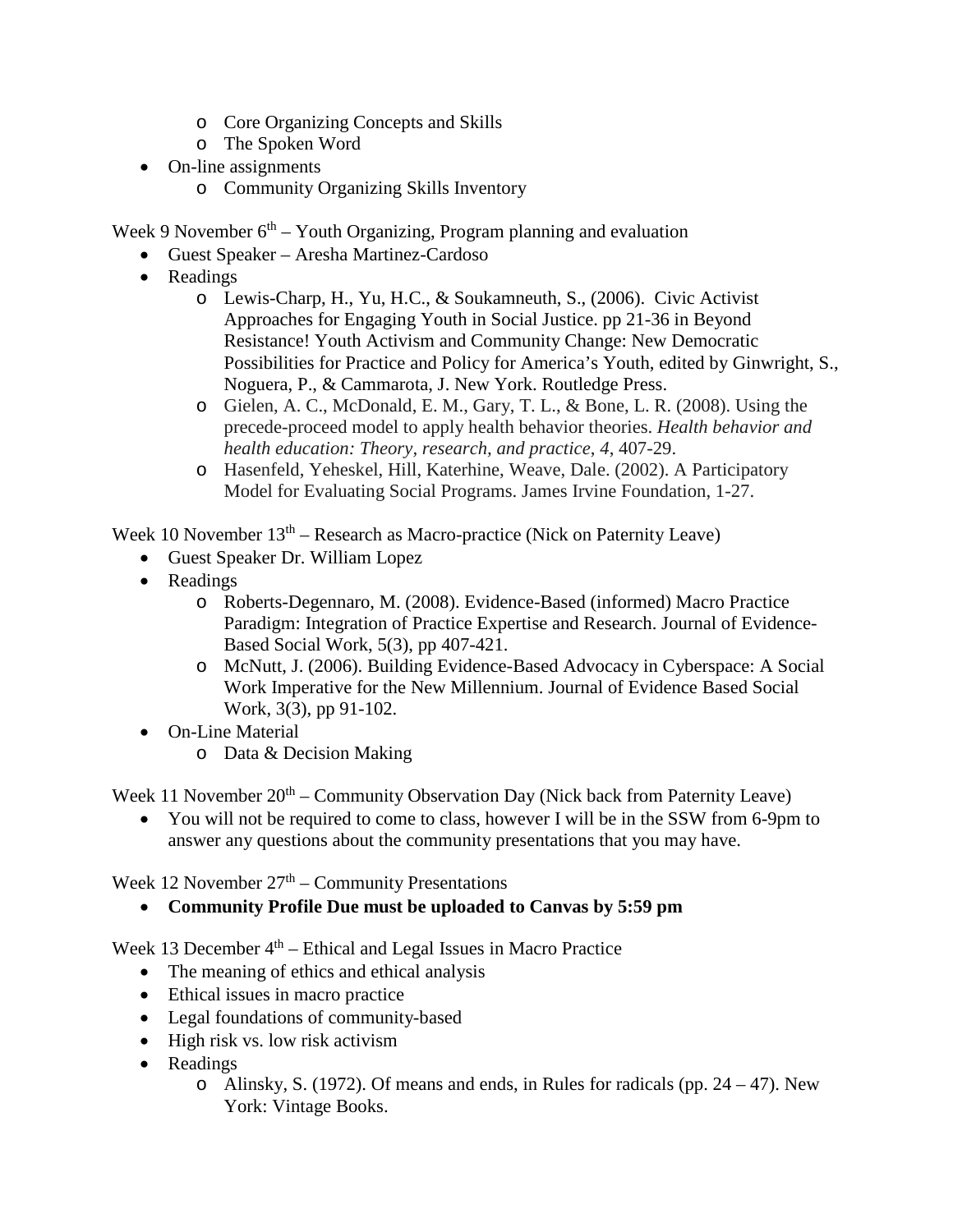- Core Organizing Concepts and Skills
    - The Spoken Word
- On-line assignments
    - Community Organizing Skills Inventory

Week 9 November 6th – Youth Organizing, Program planning and evaluation

- Guest Speaker – Aresha Martinez-Cardoso
- Readings
    - Lewis-Charp, H., Yu, H.C., & Soukamneuth, S., (2006). Civic Activist Approaches for Engaging Youth in Social Justice. pp 21-36 in Beyond Resistance! Youth Activism and Community Change: New Democratic Possibilities for Practice and Policy for America's Youth, edited by Ginwright, S., Noguera, P., & Cammarota, J. New York. Routledge Press.
    - Gielen, A. C., McDonald, E. M., Gary, T. L., & Bone, L. R. (2008). Using the precede-proceed model to apply health behavior theories. *Health behavior and health education: Theory, research, and practice*, *4*, 407-29.
    - Hasenfeld, Yeheskel, Hill, Katerhine, Weave, Dale. (2002). A Participatory Model for Evaluating Social Programs. James Irvine Foundation, 1-27.

Week 10 November 13th – Research as Macro-practice (Nick on Paternity Leave)

- Guest Speaker Dr. William Lopez
- Readings
    - Roberts-Degennaro, M. (2008). Evidence-Based (informed) Macro Practice Paradigm: Integration of Practice Expertise and Research. Journal of Evidence-Based Social Work, 5(3), pp 407-421.
    - McNutt, J. (2006). Building Evidence-Based Advocacy in Cyberspace: A Social Work Imperative for the New Millennium. Journal of Evidence Based Social Work, 3(3), pp 91-102.
- On-Line Material
    - Data & Decision Making

Week 11 November 20th – Community Observation Day (Nick back from Paternity Leave)

- You will not be required to come to class, however I will be in the SSW from 6-9pm to answer any questions about the community presentations that you may have.

Week 12 November 27th – Community Presentations

- **Community Profile Due must be uploaded to Canvas by 5:59 pm**

Week 13 December 4th – Ethical and Legal Issues in Macro Practice

- The meaning of ethics and ethical analysis
- Ethical issues in macro practice
- Legal foundations of community-based
- High risk vs. low risk activism
- Readings
    - Alinsky, S. (1972). Of means and ends, in Rules for radicals (pp. 24 – 47). New York: Vintage Books.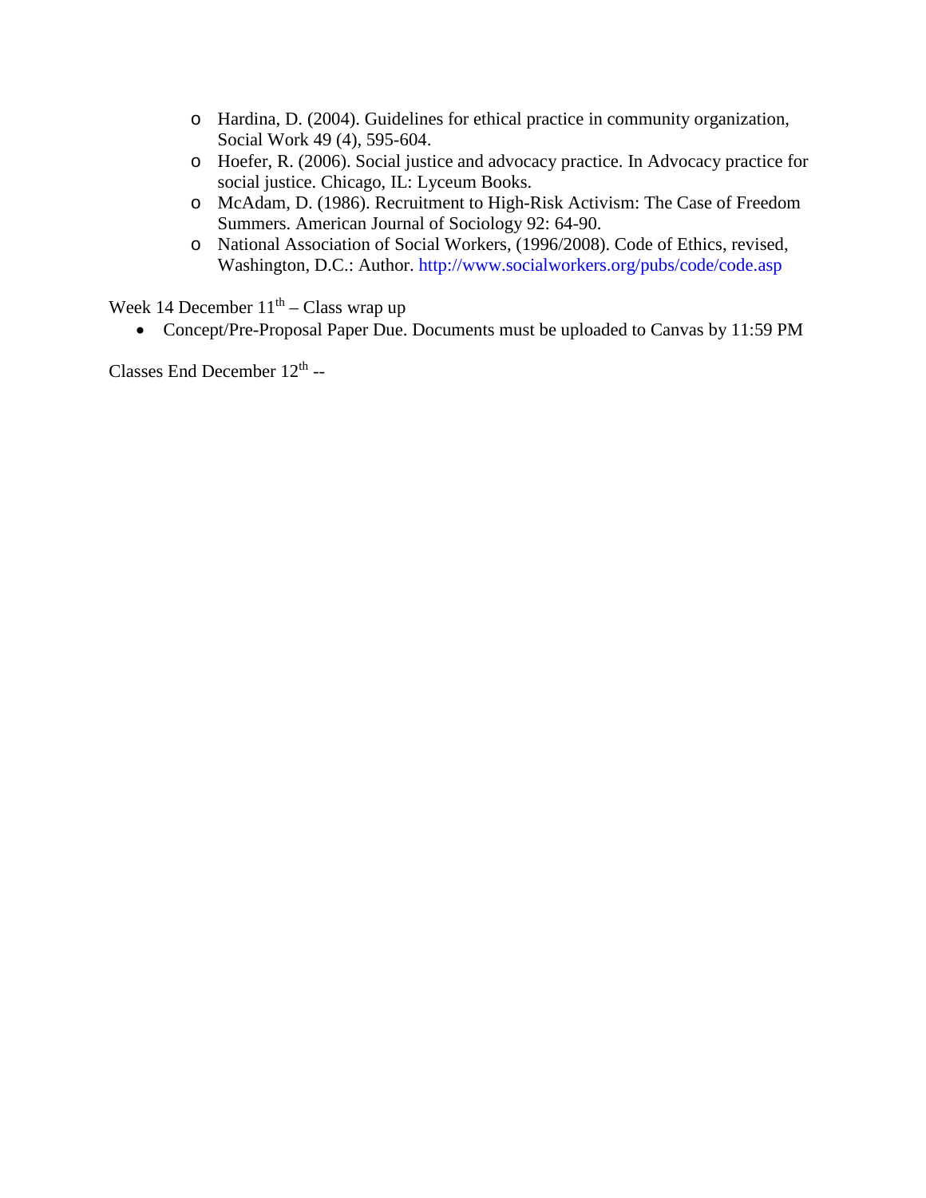- Hardina, D. (2004). Guidelines for ethical practice in community organization, Social Work 49 (4), 595-604.
  - Hoefer, R. (2006). Social justice and advocacy practice. In Advocacy practice for social justice. Chicago, IL: Lyceum Books.
  - McAdam, D. (1986). Recruitment to High-Risk Activism: The Case of Freedom Summers. American Journal of Sociology 92: 64-90.
  - National Association of Social Workers, (1996/2008). Code of Ethics, revised, Washington, D.C.: Author. http://www.socialworkers.org/pubs/code/code.asp

Week 14 December 11th – Class wrap up

- Concept/Pre-Proposal Paper Due. Documents must be uploaded to Canvas by 11:59 PM

Classes End December 12th --